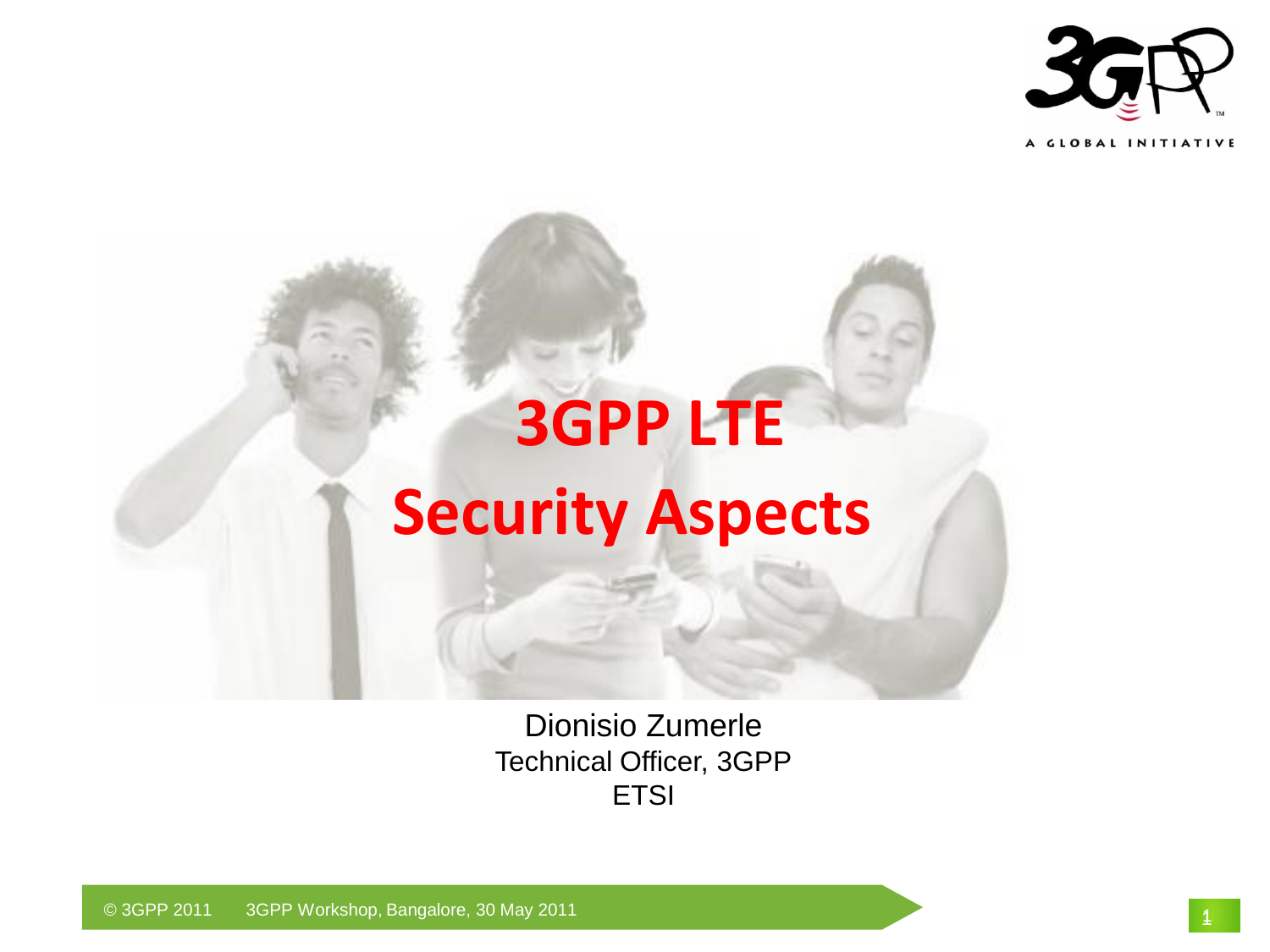# 3GPP LTE Security Aspects

Dionisio Zumerle
Technical Officer, 3GPP
ETSI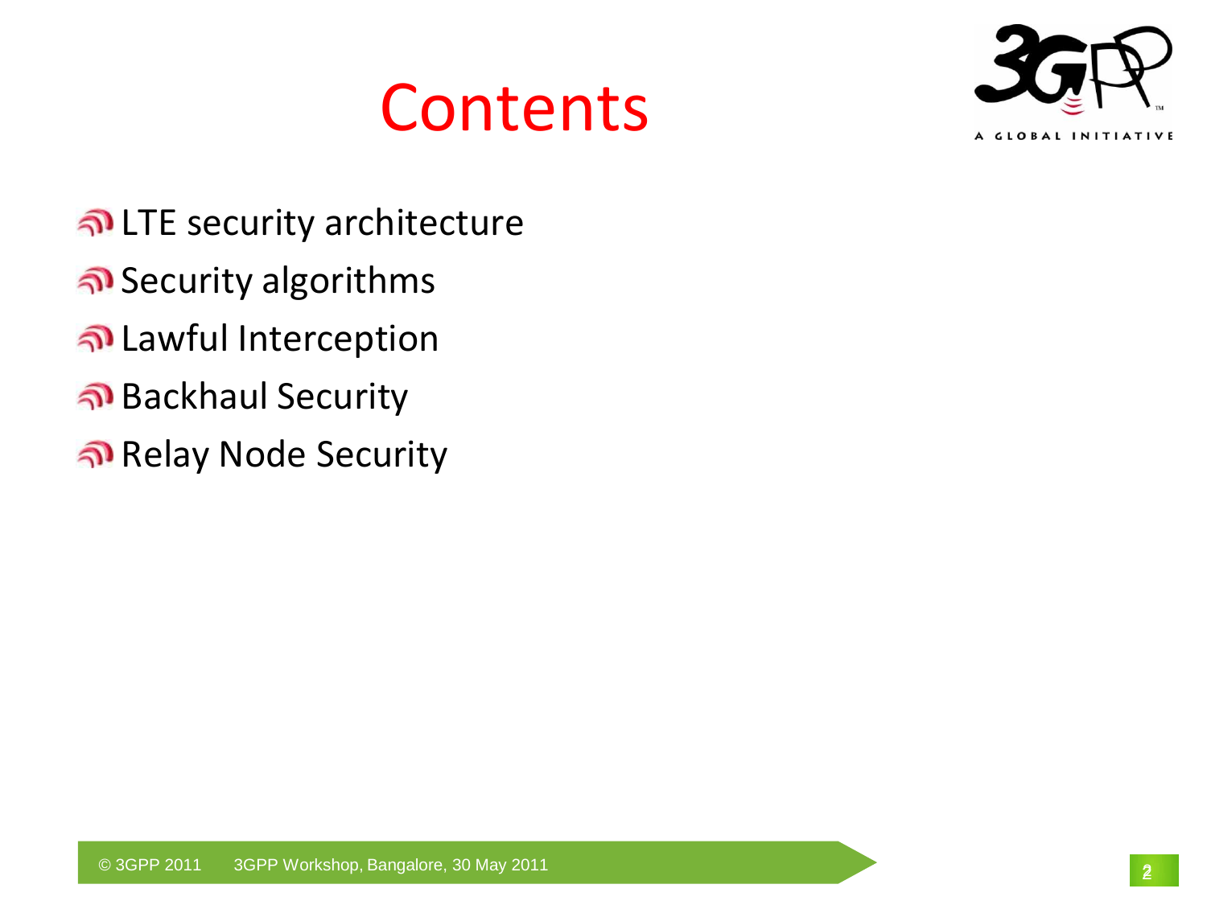# Contents

- LTE security architecture
- Security algorithms
- Lawful Interception
- Backhaul Security
- Relay Node Security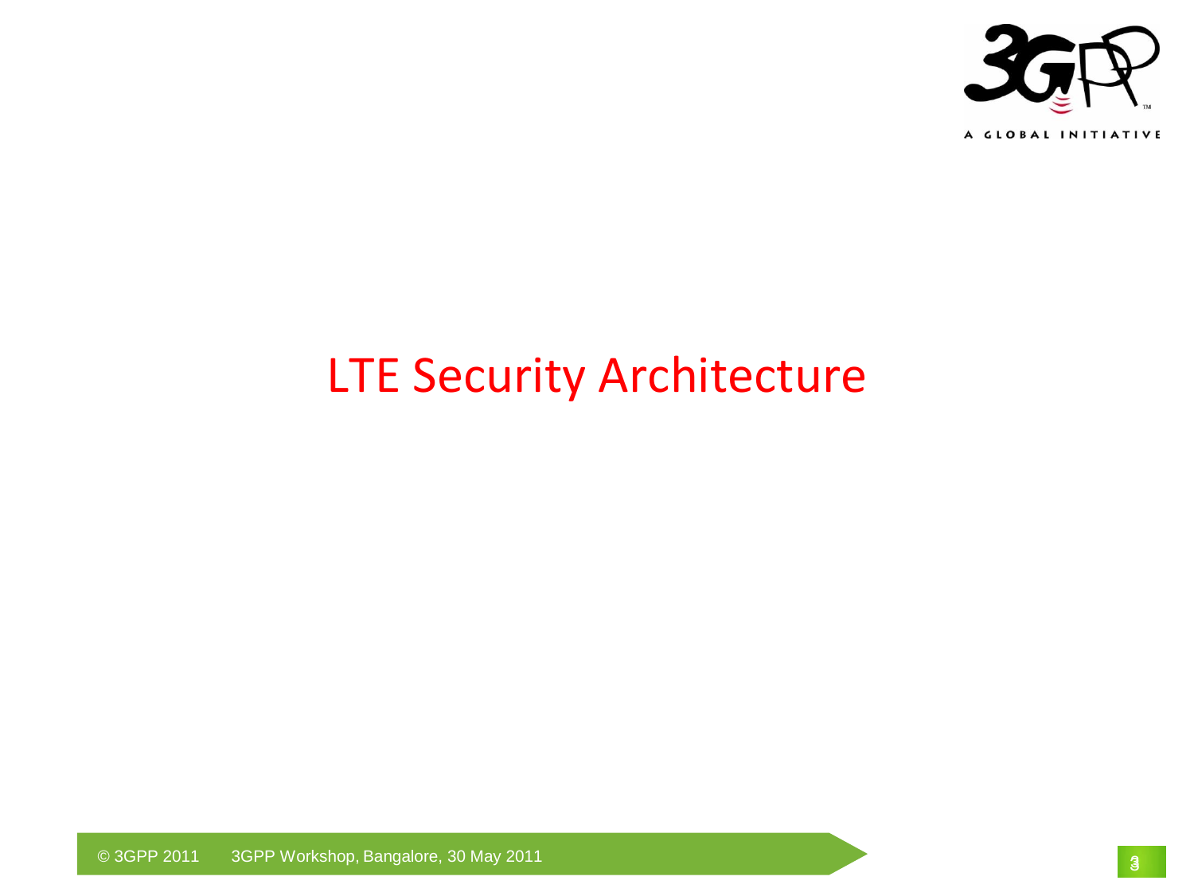# LTE Security Architecture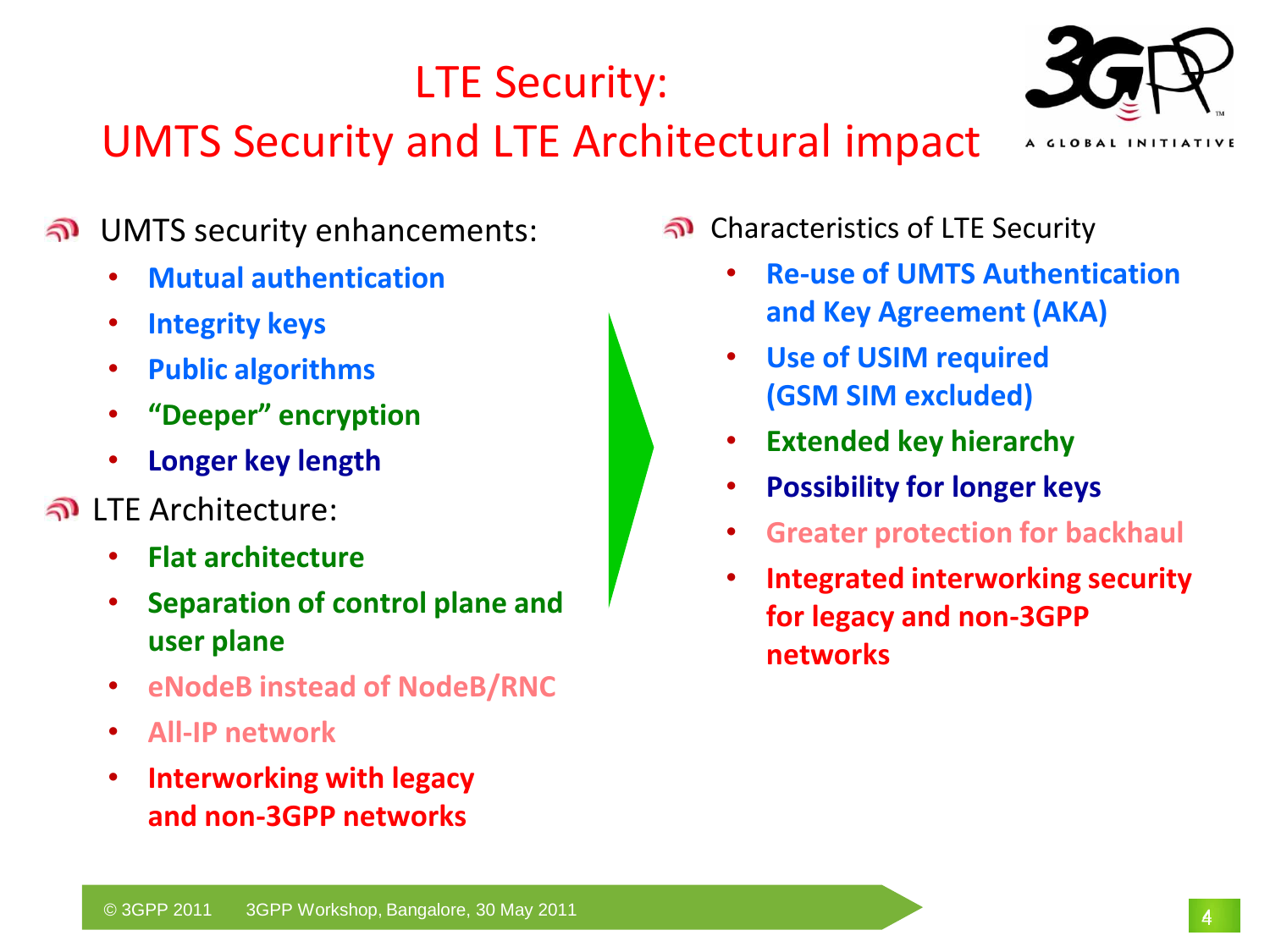# LTE Security:
# UMTS Security and LTE Architectural impact

- UMTS security enhancements:
  - **Mutual authentication**
  - **Integrity keys**
  - **Public algorithms**
  - **"Deeper" encryption**
  - **Longer key length**
- LTE Architecture:
  - **Flat architecture**
  - **Separation of control plane and user plane**
  - **eNodeB instead of NodeB/RNC**
  - **All-IP network**
  - **Interworking with legacy and non-3GPP networks**

- Characteristics of LTE Security
  - **Re-use of UMTS Authentication and Key Agreement (AKA)**
  - **Use of USIM required (GSM SIM excluded)**
  - **Extended key hierarchy**
  - **Possibility for longer keys**
  - **Greater protection for backhaul**
  - **Integrated interworking security for legacy and non-3GPP networks**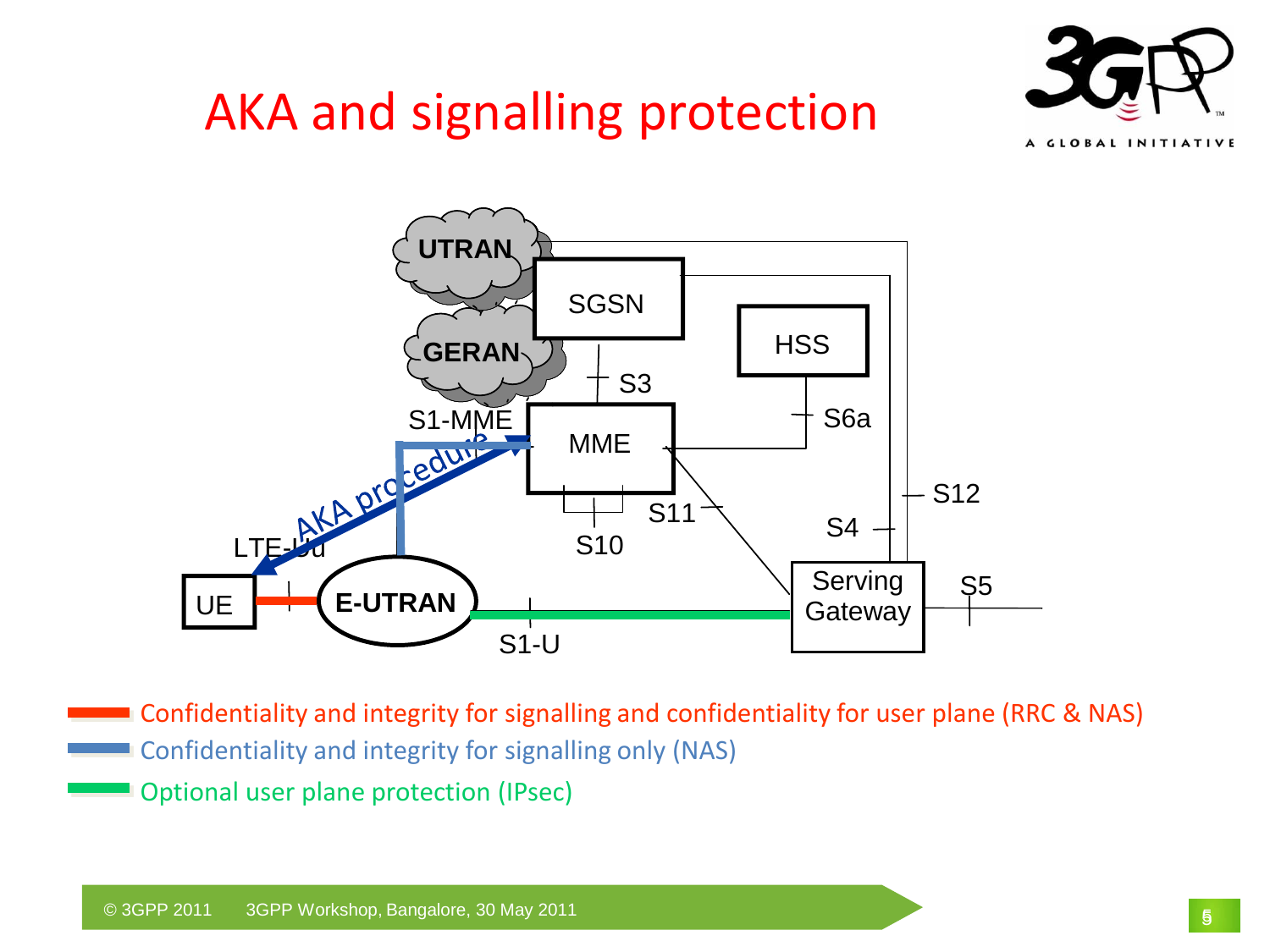# AKA and signalling protection

UTRAN

SGSN

GERAN

HSS

S3

S1-MME

MME

S6a

AKA procedure

S12

S11

S4

LTE-Uu

S10

Serving Gateway

S5

UE

E-UTRAN

S1-U

- Confidentiality and integrity for signalling and confidentiality for user plane (RRC & NAS)
- Confidentiality and integrity for signalling only (NAS)
- Optional user plane protection (IPsec)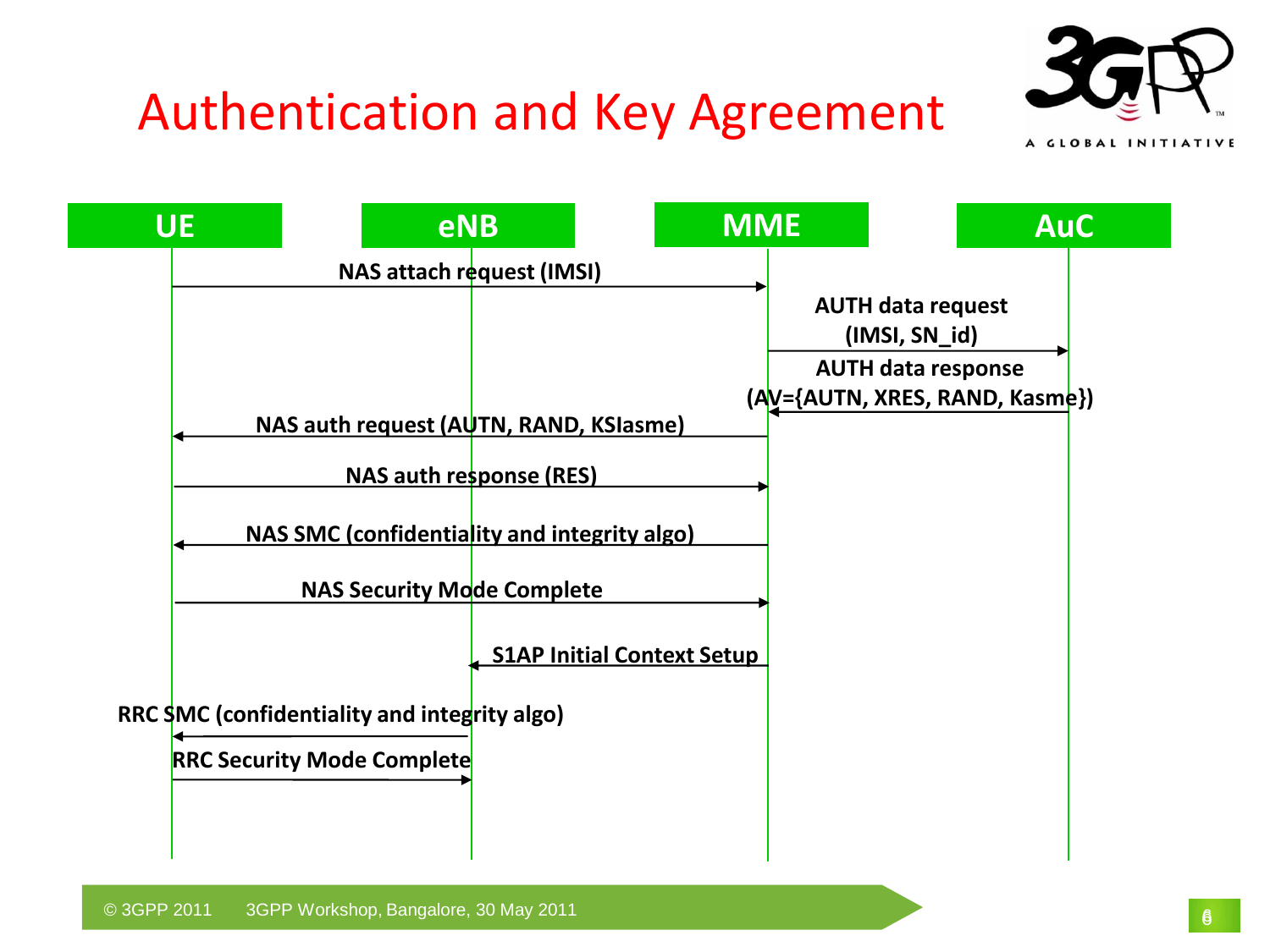# Authentication and Key Agreement

| From | To | Message |
|---|---|---|
| UE | MME | NAS attach request (IMSI) |
| MME | AuC | AUTH data request (IMSI, SN_id) |
| AuC | MME | AUTH data response (AV={AUTN, XRES, RAND, Kasme}) |
| MME | UE | NAS auth request (AUTN, RAND, KSIasme) |
| UE | MME | NAS auth response (RES) |
| MME | UE | NAS SMC (confidentiality and integrity algo) |
| UE | MME | NAS Security Mode Complete |
| MME | eNB | S1AP Initial Context Setup |
| eNB | UE | RRC SMC (confidentiality and integrity algo) |
| UE | eNB | RRC Security Mode Complete |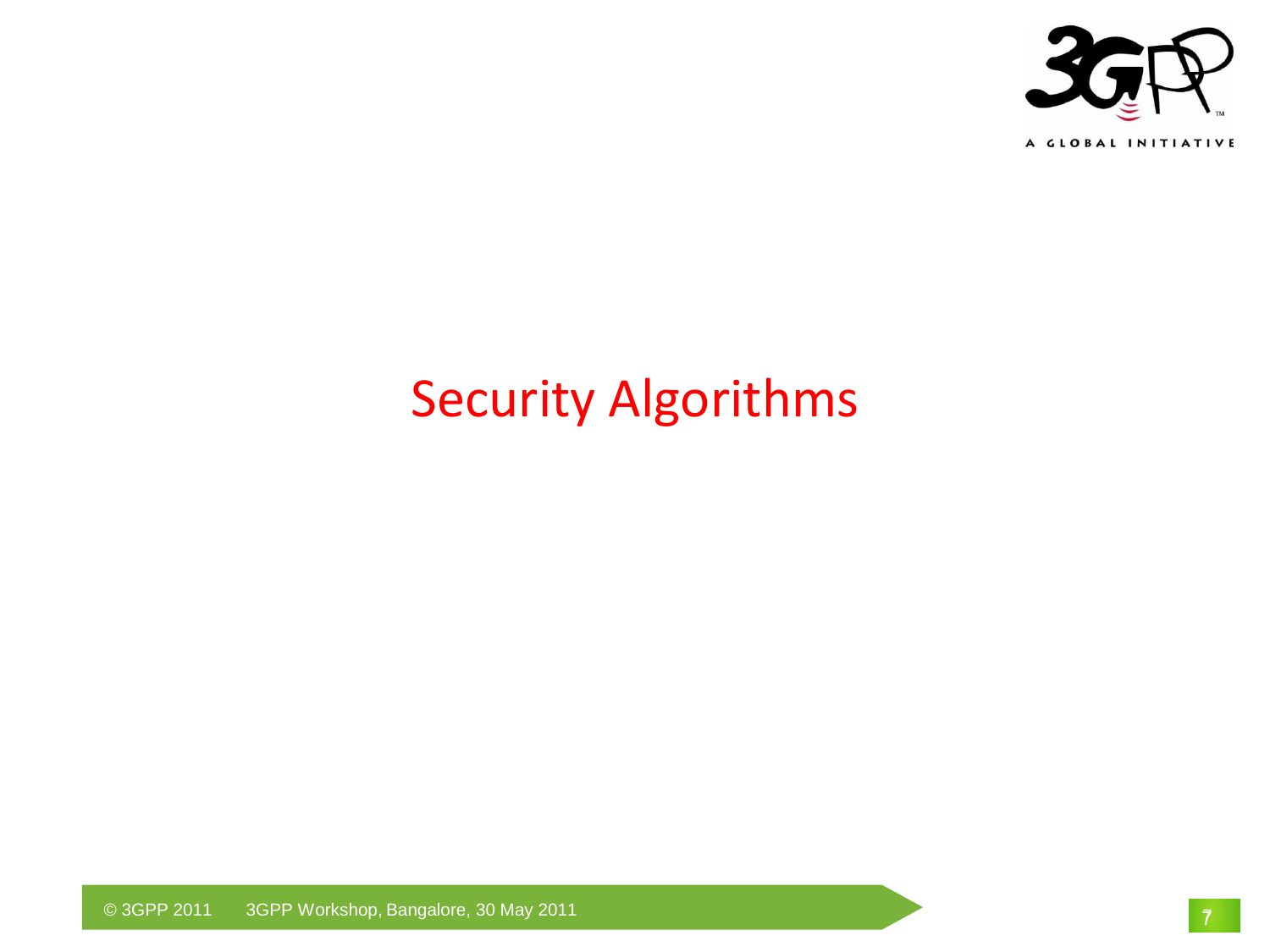# Security Algorithms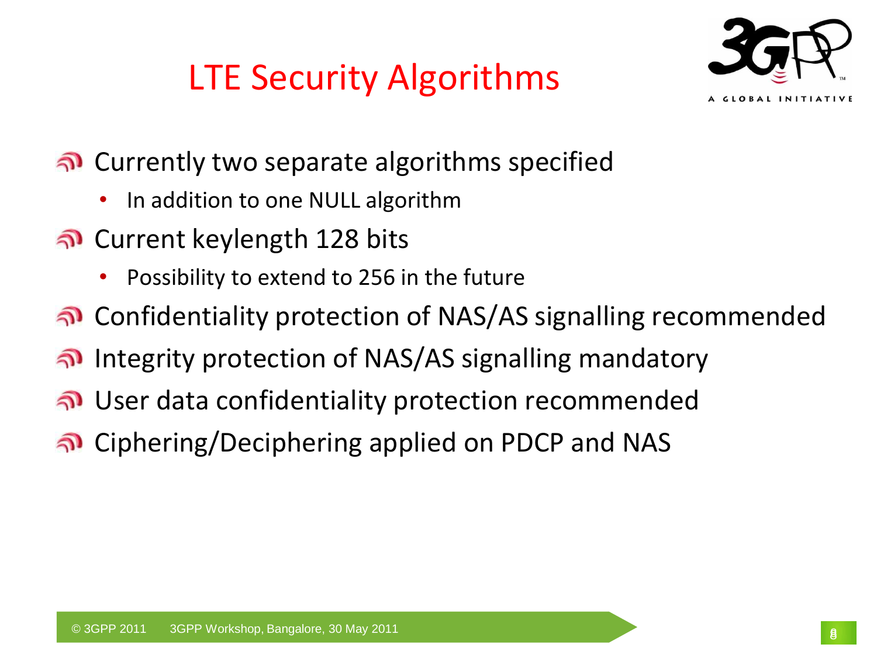# LTE Security Algorithms

- Currently two separate algorithms specified
  - In addition to one NULL algorithm
- Current keylength 128 bits
  - Possibility to extend to 256 in the future
- Confidentiality protection of NAS/AS signalling recommended
- Integrity protection of NAS/AS signalling mandatory
- User data confidentiality protection recommended
- Ciphering/Deciphering applied on PDCP and NAS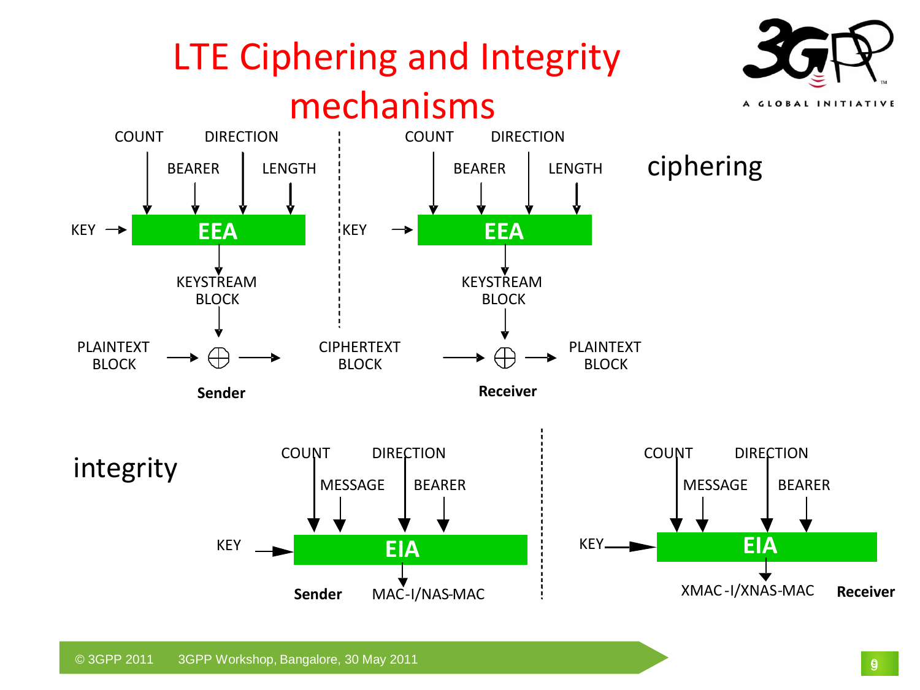# LTE Ciphering and Integrity mechanisms

## ciphering

**Sender**

COUNT, BEARER, DIRECTION, LENGTH → EEA ← KEY

EEA → KEYSTREAM BLOCK

PLAINTEXT BLOCK ⊕ KEYSTREAM BLOCK → CIPHERTEXT BLOCK

**Receiver**

COUNT, BEARER, DIRECTION, LENGTH → EEA ← KEY

EEA → KEYSTREAM BLOCK

CIPHERTEXT BLOCK ⊕ KEYSTREAM BLOCK → PLAINTEXT BLOCK

## integrity

**Sender**

COUNT, MESSAGE, DIRECTION, BEARER → EIA ← KEY

EIA → MAC-I/NAS-MAC

**Receiver**

COUNT, MESSAGE, DIRECTION, BEARER → EIA ← KEY

EIA → XMAC-I/XNAS-MAC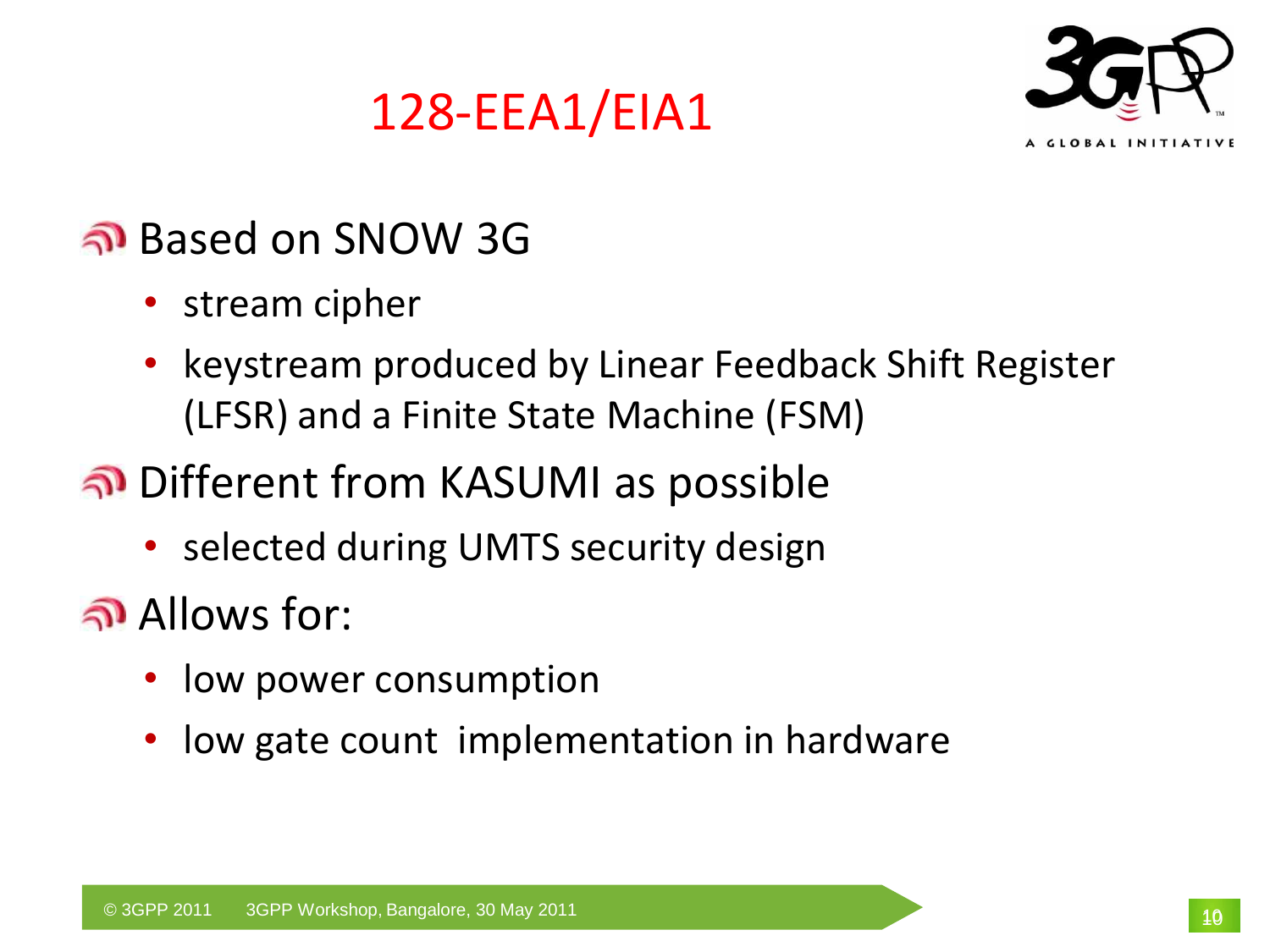# 128-EEA1/EIA1

- Based on SNOW 3G
  - stream cipher
  - keystream produced by Linear Feedback Shift Register (LFSR) and a Finite State Machine (FSM)
- Different from KASUMI as possible
  - selected during UMTS security design
- Allows for:
  - low power consumption
  - low gate count implementation in hardware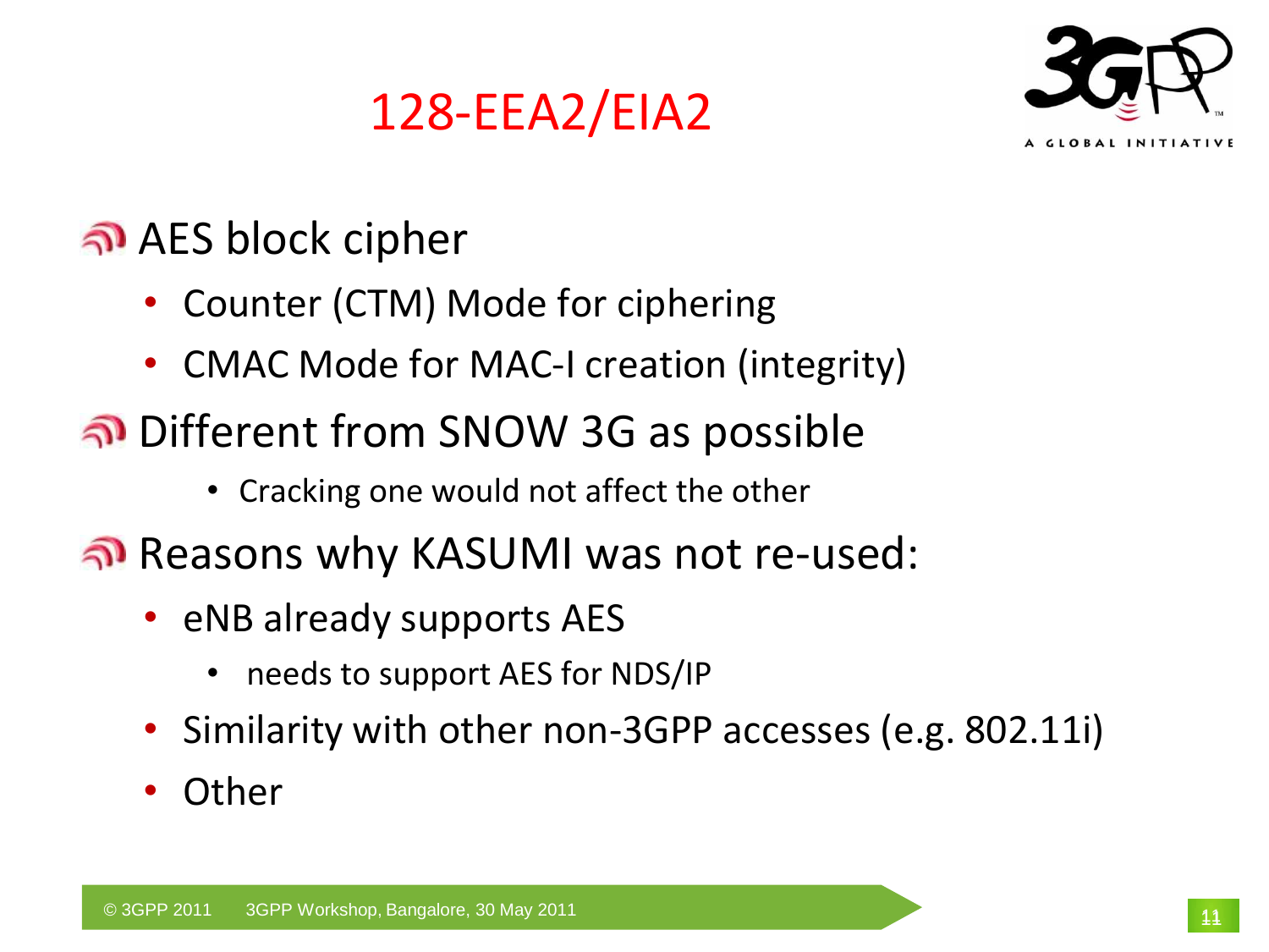# 128-EEA2/EIA2

- AES block cipher
  - Counter (CTM) Mode for ciphering
  - CMAC Mode for MAC-I creation (integrity)
- Different from SNOW 3G as possible
  - Cracking one would not affect the other
- Reasons why KASUMI was not re-used:
  - eNB already supports AES
    - needs to support AES for NDS/IP
  - Similarity with other non-3GPP accesses (e.g. 802.11i)
  - Other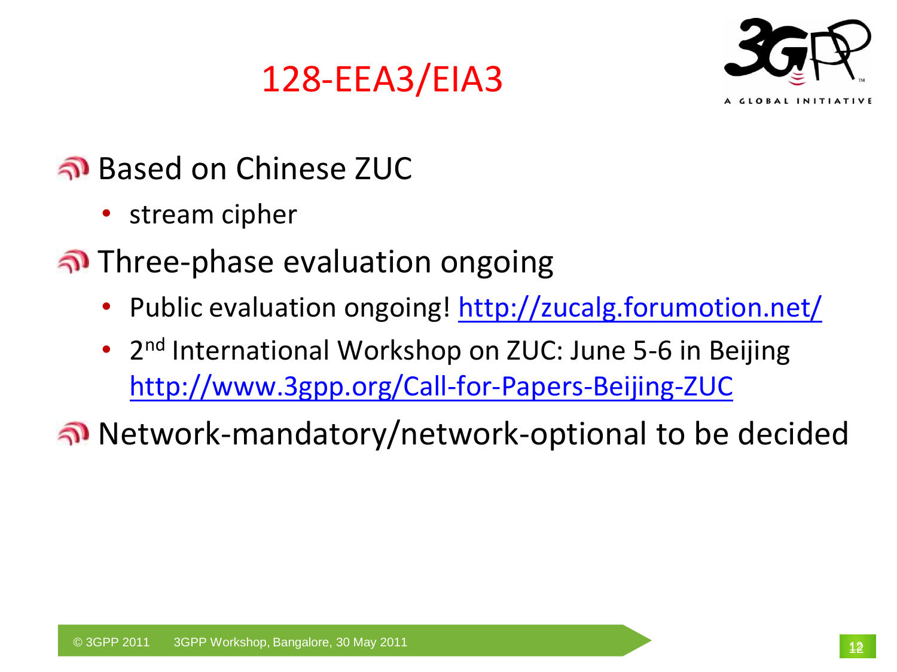# 128-EEA3/EIA3

- Based on Chinese ZUC
  - stream cipher
- Three-phase evaluation ongoing
  - Public evaluation ongoing! http://zucalg.forumotion.net/
  - 2nd International Workshop on ZUC: June 5-6 in Beijing http://www.3gpp.org/Call-for-Papers-Beijing-ZUC
- Network-mandatory/network-optional to be decided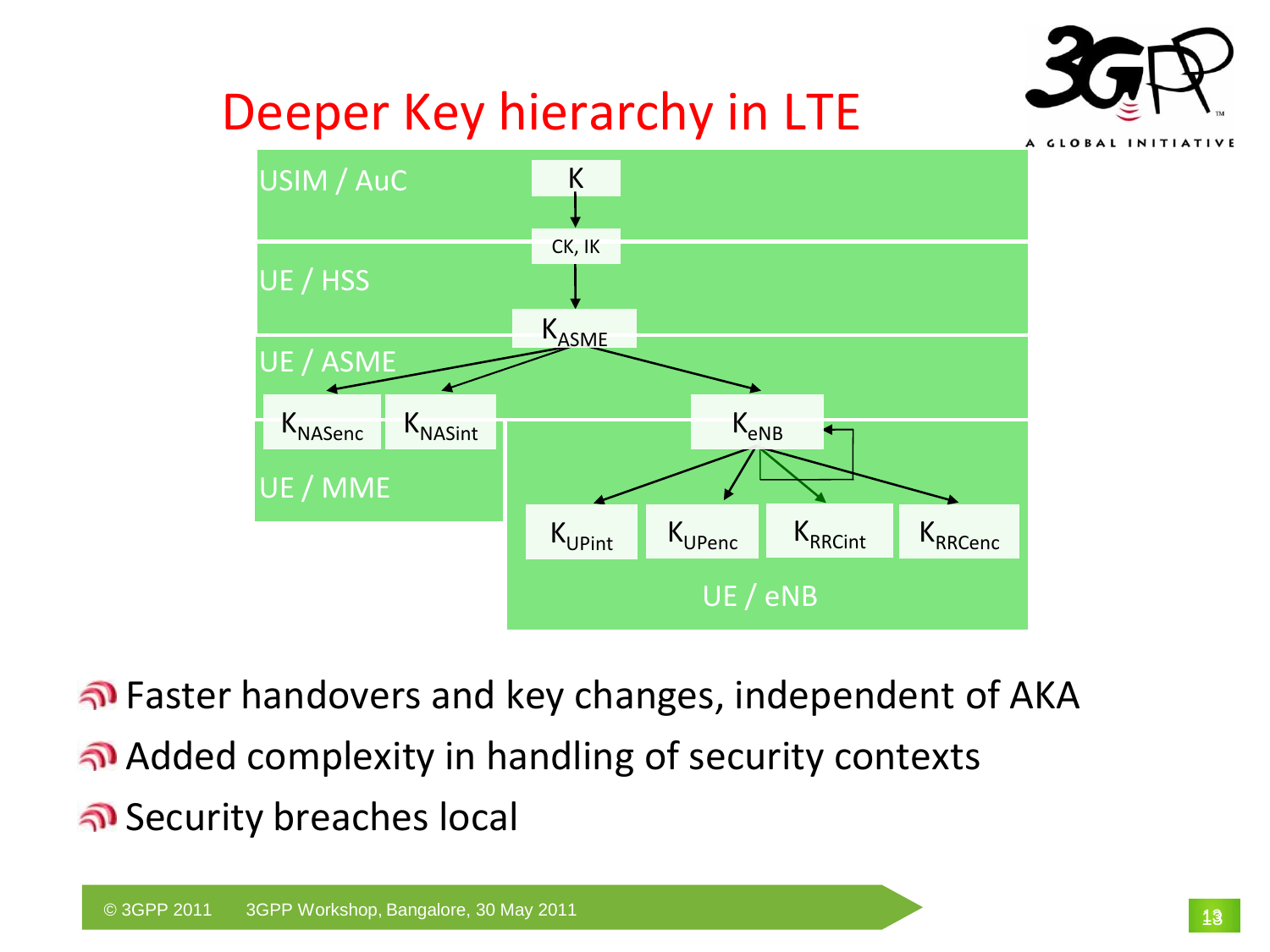# Deeper Key hierarchy in LTE

USIM / AuC: $K$

UE / HSS: $CK, IK$

UE / ASME: $K_{ASME}$

UE / MME: $K_{NASenc}$, $K_{NASint}$

UE / eNB: $K_{eNB}$, $K_{UPint}$, $K_{UPenc}$, $K_{RRCint}$, $K_{RRCenc}$

- Faster handovers and key changes, independent of AKA
- Added complexity in handling of security contexts
- Security breaches local

© 3GPP 2011 3GPP Workshop, Bangalore, 30 May 2011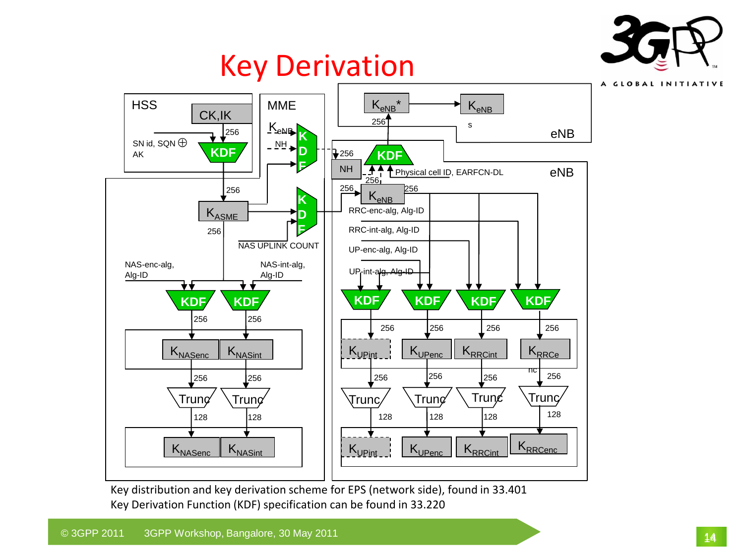# Key Derivation

HSS

CK,IK

SN id, SQN ⊕ AK

KDF

256

MME

$K_{eNB}$

NH

KDF

$K_{ASME}$

256

KDF

NAS UPLINK COUNT

NAS-enc-alg, Alg-ID

NAS-int-alg, Alg-ID

KDF

KDF

256

256

$K_{NASenc}$

$K_{NASint}$

256

256

Trunc

Trunc

128

128

$K_{NASenc}$

$K_{NASint}$

eNB

$K_{eNB}$*

$K_{eNBs}$

256

eNB

256

NH

KDF

256

Physical cell ID, EARFCN-DL

256

$K_{eNB}$

256

RRC-enc-alg, Alg-ID

RRC-int-alg, Alg-ID

UP-enc-alg, Alg-ID

UP-int-alg, Alg-ID

KDF

KDF

KDF

KDF

256

256

256

256

$K_{UPint}$

$K_{UPenc}$

$K_{RRCint}$

$K_{RRCenc}$

256

256

256

256

Trunc

Trunc

Trunc

Trunc

128

128

128

128

$K_{UPint}$

$K_{UPenc}$

$K_{RRCint}$

$K_{RRCenc}$

Key distribution and key derivation scheme for EPS (network side), found in 33.401

Key Derivation Function (KDF) specification can be found in 33.220

© 3GPP 2011 3GPP Workshop, Bangalore, 30 May 2011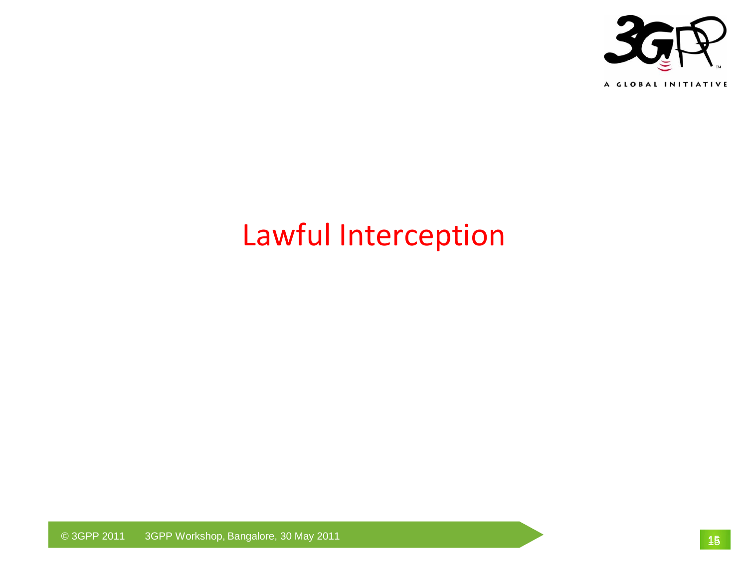# Lawful Interception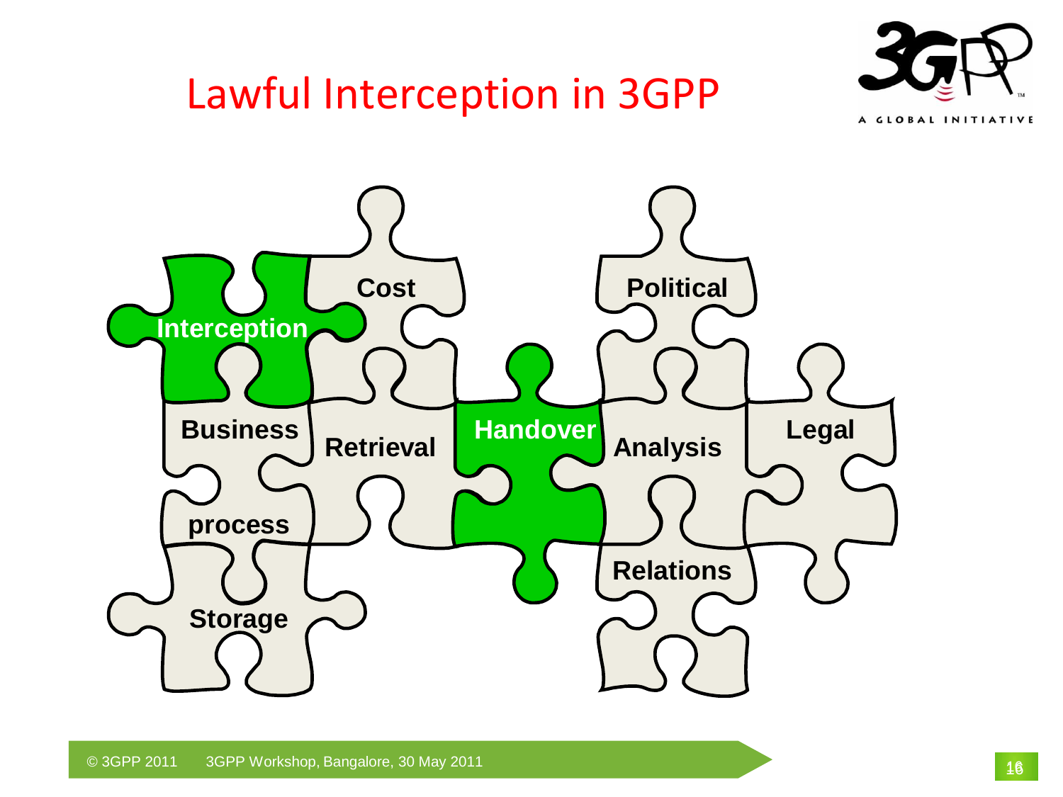# Lawful Interception in 3GPP

Interception

Cost

Political

Business

Retrieval

Handover

Analysis

Legal

process

Relations

Storage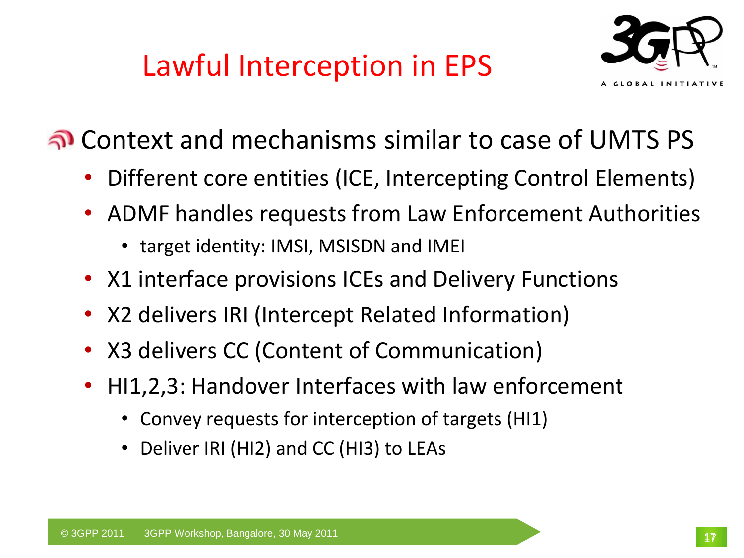# Lawful Interception in EPS

- Context and mechanisms similar to case of UMTS PS
  - Different core entities (ICE, Intercepting Control Elements)
  - ADMF handles requests from Law Enforcement Authorities
    - target identity: IMSI, MSISDN and IMEI
  - X1 interface provisions ICEs and Delivery Functions
  - X2 delivers IRI (Intercept Related Information)
  - X3 delivers CC (Content of Communication)
  - HI1,2,3: Handover Interfaces with law enforcement
    - Convey requests for interception of targets (HI1)
    - Deliver IRI (HI2) and CC (HI3) to LEAs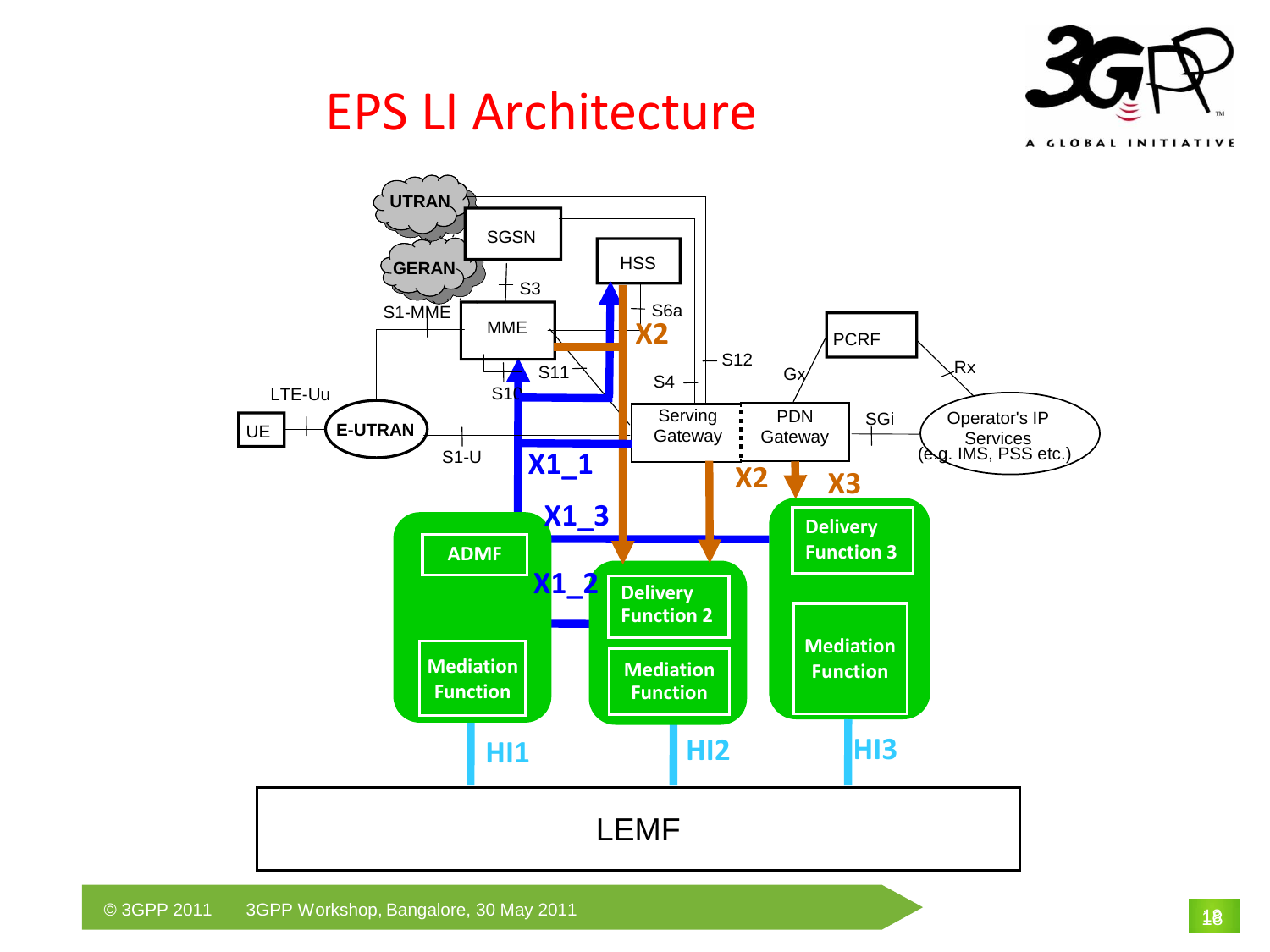# EPS LI Architecture

UTRAN

SGSN

GERAN

HSS

S3

S6a

S1-MME

MME

X2

S12

PCRF

Gx

Rx

S11

S4

LTE-Uu

S10

UE

E-UTRAN

Serving Gateway

PDN Gateway

SGi

Operator's IP Services (e.g. IMS, PSS etc.)

S1-U

X1_1

X2

X3

X1_3

Delivery Function 3

ADMF

X1_2

Delivery Function 2

Mediation Function

Mediation Function

Mediation Function

HI1

HI2

HI3

LEMF

© 3GPP 2011 3GPP Workshop, Bangalore, 30 May 2011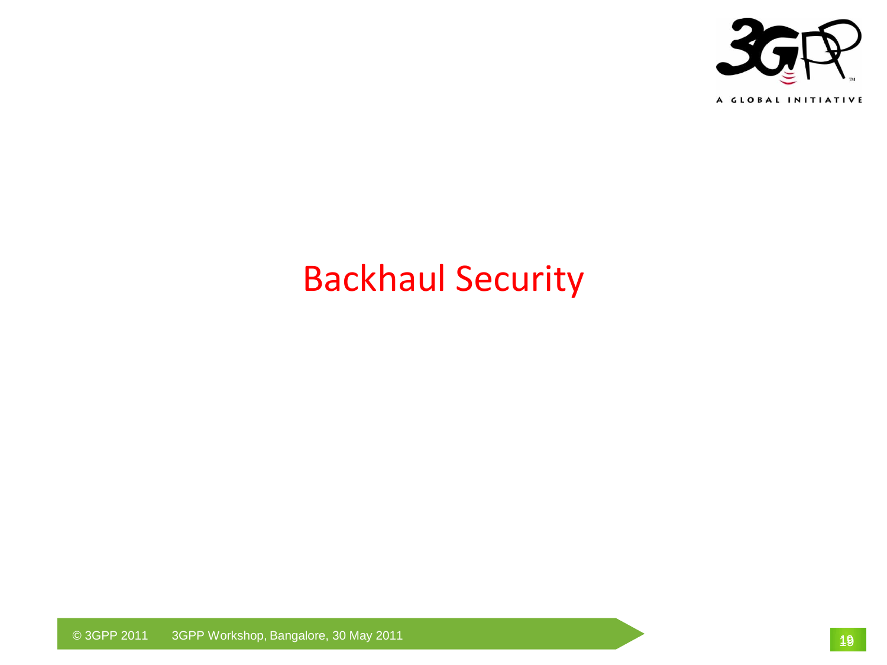# Backhaul Security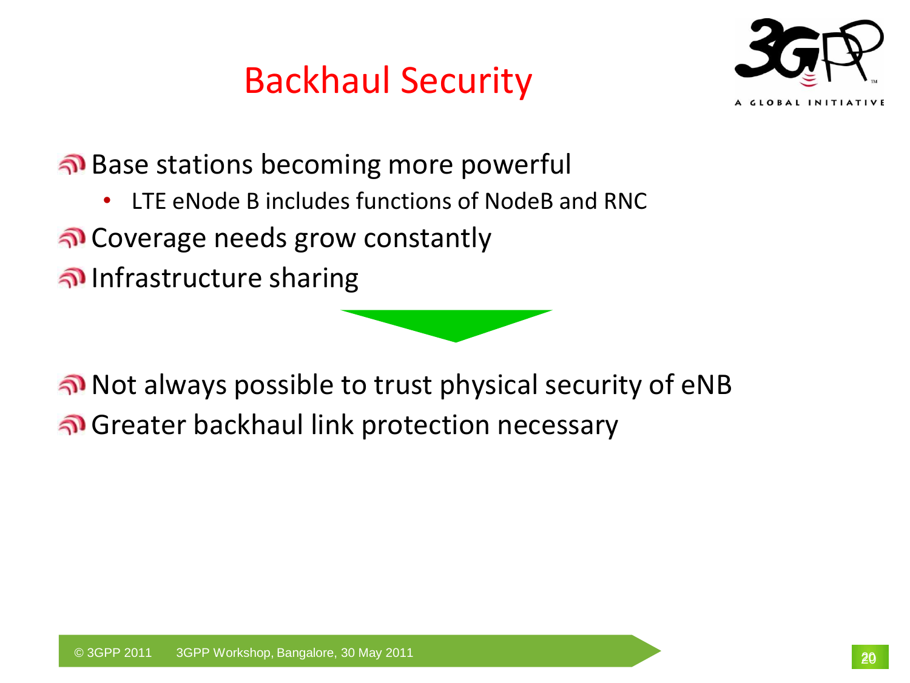# Backhaul Security

- Base stations becoming more powerful
  - LTE eNode B includes functions of NodeB and RNC
- Coverage needs grow constantly
- Infrastructure sharing

- Not always possible to trust physical security of eNB
- Greater backhaul link protection necessary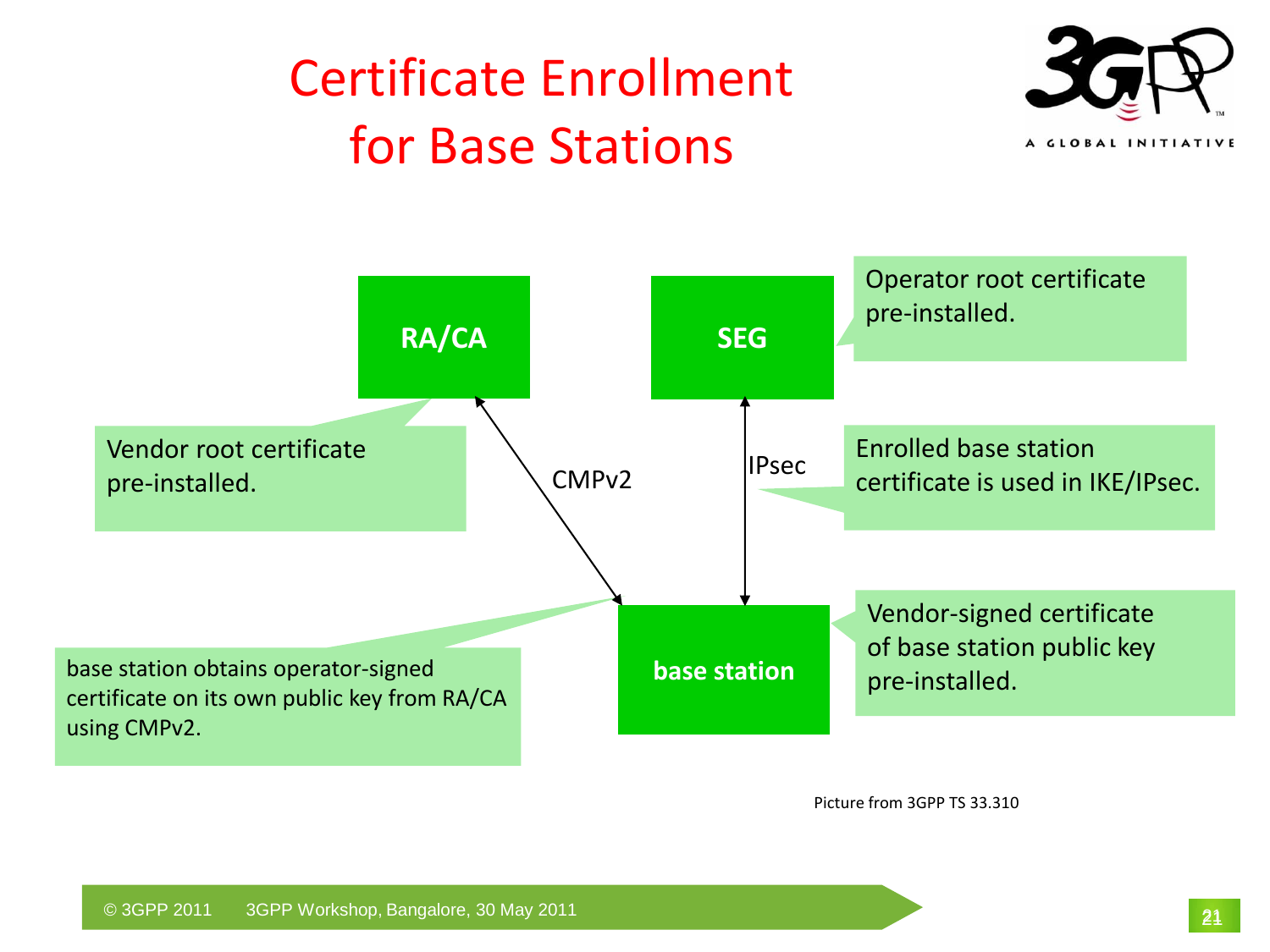# Certificate Enrollment for Base Stations

RA/CA

SEG

Operator root certificate pre-installed.

Vendor root certificate pre-installed.

CMPv2

IPsec

Enrolled base station certificate is used in IKE/IPsec.

base station obtains operator-signed certificate on its own public key from RA/CA using CMPv2.

base station

Vendor-signed certificate of base station public key pre-installed.

Picture from 3GPP TS 33.310

© 3GPP 2011 3GPP Workshop, Bangalore, 30 May 2011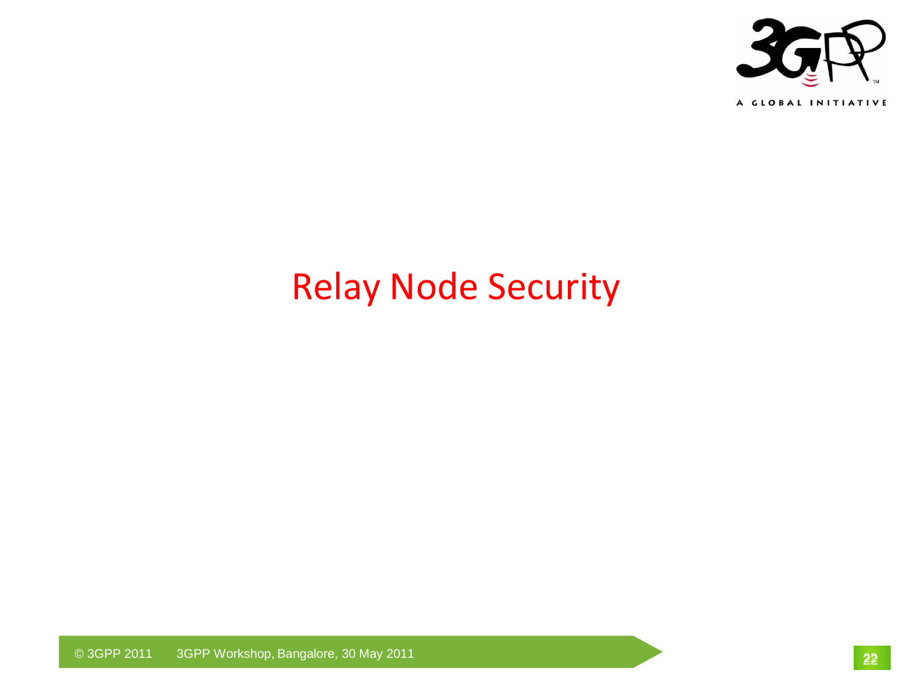# Relay Node Security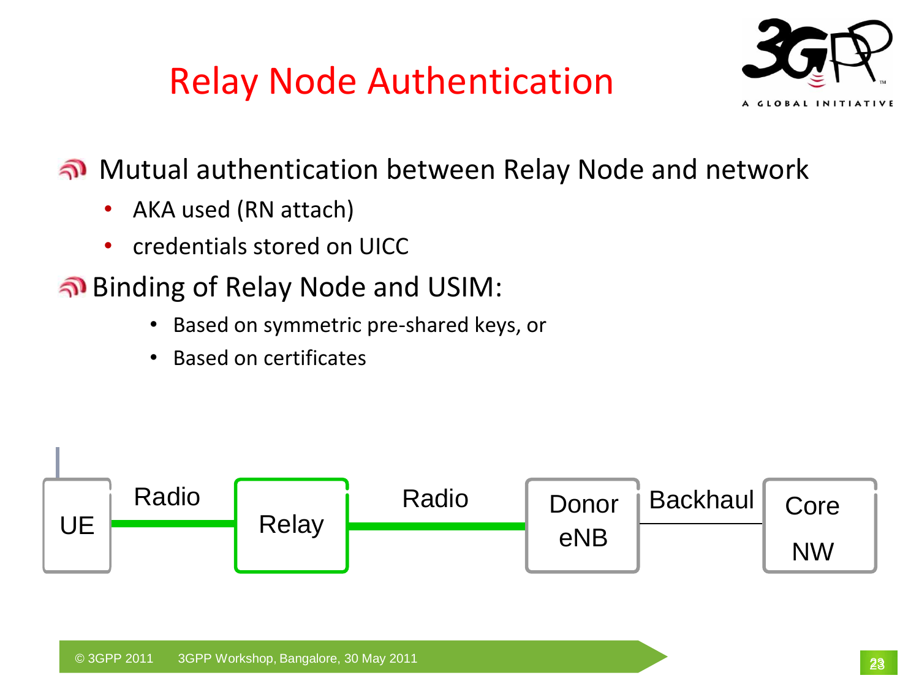# Relay Node Authentication

- Mutual authentication between Relay Node and network
  - AKA used (RN attach)
  - credentials stored on UICC
- Binding of Relay Node and USIM:
  - Based on symmetric pre-shared keys, or
  - Based on certificates

UE — Radio — Relay — Radio — Donor eNB — Backhaul — Core NW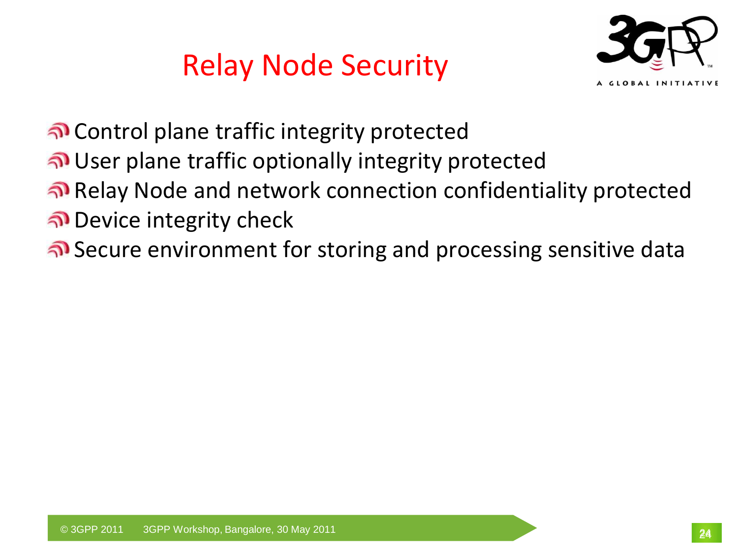# Relay Node Security

- Control plane traffic integrity protected
- User plane traffic optionally integrity protected
- Relay Node and network connection confidentiality protected
- Device integrity check
- Secure environment for storing and processing sensitive data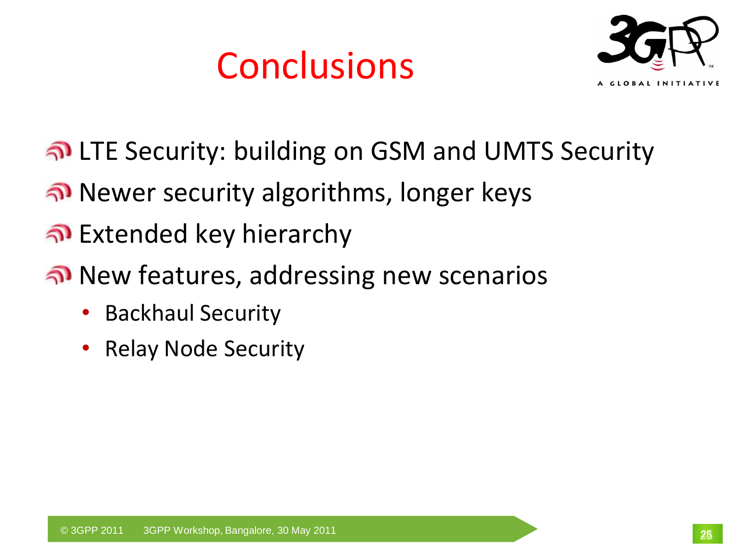# Conclusions

- LTE Security: building on GSM and UMTS Security
- Newer security algorithms, longer keys
- Extended key hierarchy
- New features, addressing new scenarios
  - Backhaul Security
  - Relay Node Security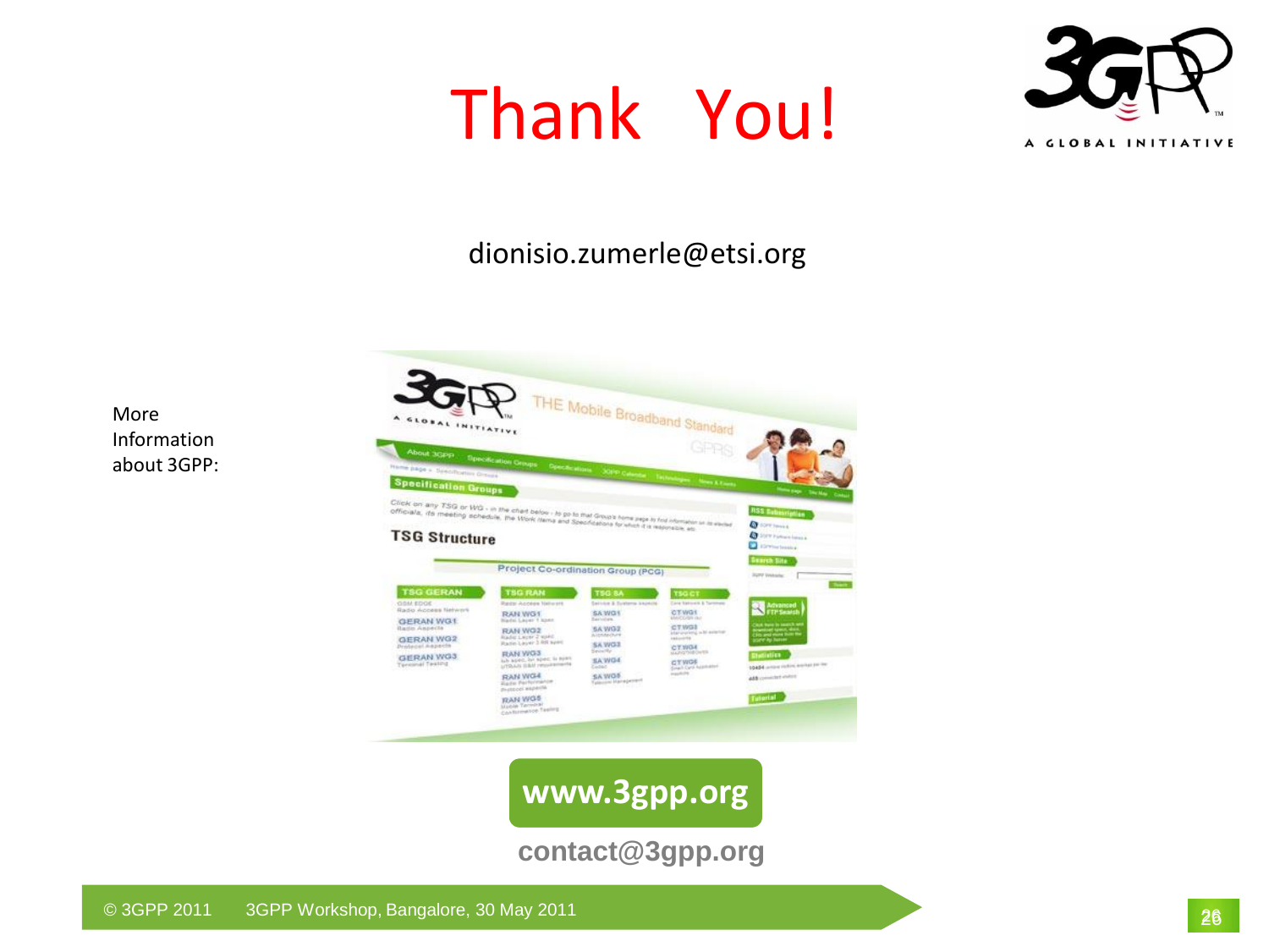# Thank You!

dionisio.zumerle@etsi.org

More Information about 3GPP:

**www.3gpp.org**

**contact@3gpp.org**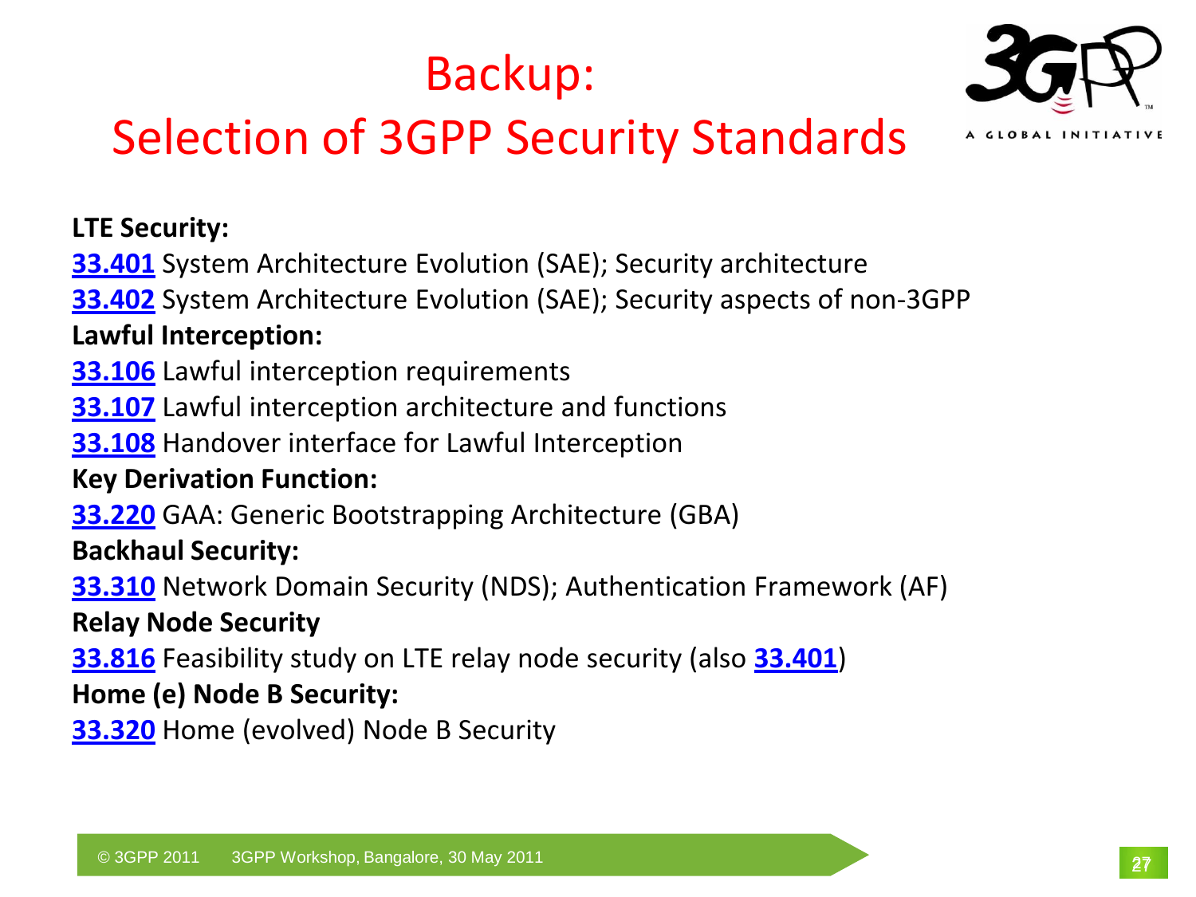# Backup:
# Selection of 3GPP Security Standards

**LTE Security:**

**33.401** System Architecture Evolution (SAE); Security architecture

**33.402** System Architecture Evolution (SAE); Security aspects of non-3GPP

**Lawful Interception:**

**33.106** Lawful interception requirements

**33.107** Lawful interception architecture and functions

**33.108** Handover interface for Lawful Interception

**Key Derivation Function:**

**33.220** GAA: Generic Bootstrapping Architecture (GBA)

**Backhaul Security:**

**33.310** Network Domain Security (NDS); Authentication Framework (AF)

**Relay Node Security**

**33.816** Feasibility study on LTE relay node security (also **33.401**)

**Home (e) Node B Security:**

**33.320** Home (evolved) Node B Security